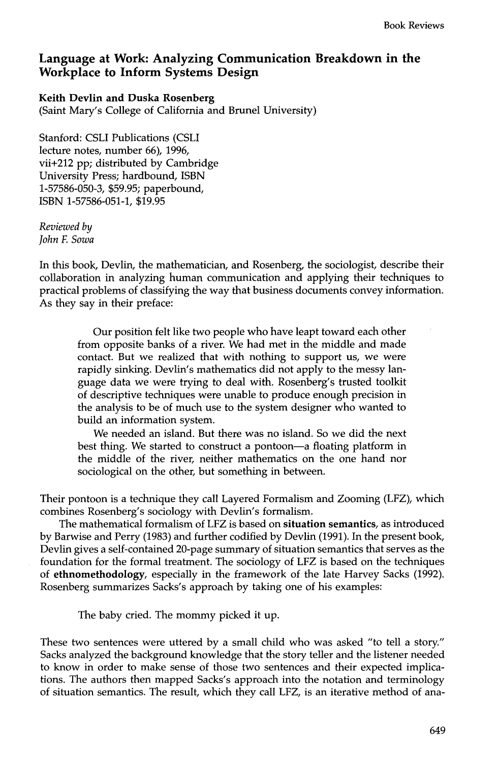## Language at Work: Analyzing Communication Breakdown in the Workplace to Inform Systems Design

**Keith Devlin and Duska Rosenberg**
(Saint Mary's College of California and Brunel University)

Stanford: CSLI Publications (CSLI lecture notes, number 66), 1996, vii+212 pp; distributed by Cambridge University Press; hardbound, ISBN 1-57586-050-3, $59.95; paperbound, ISBN 1-57586-051-1, $19.95

*Reviewed by*
*John F. Sowa*

In this book, Devlin, the mathematician, and Rosenberg, the sociologist, describe their collaboration in analyzing human communication and applying their techniques to practical problems of classifying the way that business documents convey information. As they say in their preface:

> Our position felt like two people who have leapt toward each other from opposite banks of a river. We had met in the middle and made contact. But we realized that with nothing to support us, we were rapidly sinking. Devlin's mathematics did not apply to the messy language data we were trying to deal with. Rosenberg's trusted toolkit of descriptive techniques were unable to produce enough precision in the analysis to be of much use to the system designer who wanted to build an information system.
>
> We needed an island. But there was no island. So we did the next best thing. We started to construct a pontoon—a floating platform in the middle of the river, neither mathematics on the one hand nor sociological on the other, but something in between.

Their pontoon is a technique they call Layered Formalism and Zooming (LFZ), which combines Rosenberg's sociology with Devlin's formalism.

The mathematical formalism of LFZ is based on **situation semantics**, as introduced by Barwise and Perry (1983) and further codified by Devlin (1991). In the present book, Devlin gives a self-contained 20-page summary of situation semantics that serves as the foundation for the formal treatment. The sociology of LFZ is based on the techniques of **ethnomethodology**, especially in the framework of the late Harvey Sacks (1992). Rosenberg summarizes Sacks's approach by taking one of his examples:

> The baby cried. The mommy picked it up.

These two sentences were uttered by a small child who was asked "to tell a story." Sacks analyzed the background knowledge that the story teller and the listener needed to know in order to make sense of those two sentences and their expected implications. The authors then mapped Sacks's approach into the notation and terminology of situation semantics. The result, which they call LFZ, is an iterative method of ana-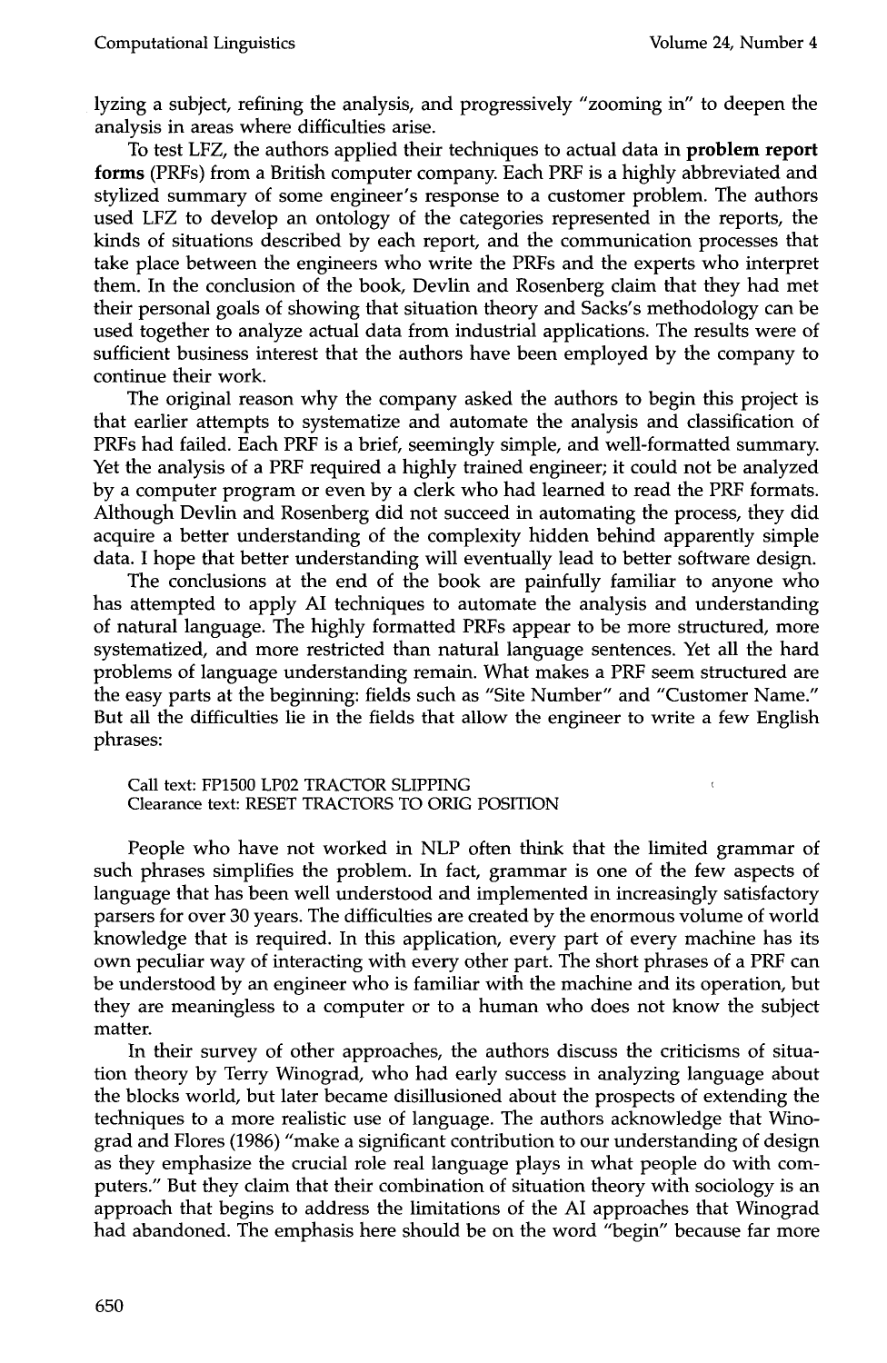lyzing a subject, refining the analysis, and progressively "zooming in" to deepen the analysis in areas where difficulties arise.

To test LFZ, the authors applied their techniques to actual data in **problem report forms** (PRFs) from a British computer company. Each PRF is a highly abbreviated and stylized summary of some engineer's response to a customer problem. The authors used LFZ to develop an ontology of the categories represented in the reports, the kinds of situations described by each report, and the communication processes that take place between the engineers who write the PRFs and the experts who interpret them. In the conclusion of the book, Devlin and Rosenberg claim that they had met their personal goals of showing that situation theory and Sacks's methodology can be used together to analyze actual data from industrial applications. The results were of sufficient business interest that the authors have been employed by the company to continue their work.

The original reason why the company asked the authors to begin this project is that earlier attempts to systematize and automate the analysis and classification of PRFs had failed. Each PRF is a brief, seemingly simple, and well-formatted summary. Yet the analysis of a PRF required a highly trained engineer; it could not be analyzed by a computer program or even by a clerk who had learned to read the PRF formats. Although Devlin and Rosenberg did not succeed in automating the process, they did acquire a better understanding of the complexity hidden behind apparently simple data. I hope that better understanding will eventually lead to better software design.

The conclusions at the end of the book are painfully familiar to anyone who has attempted to apply AI techniques to automate the analysis and understanding of natural language. The highly formatted PRFs appear to be more structured, more systematized, and more restricted than natural language sentences. Yet all the hard problems of language understanding remain. What makes a PRF seem structured are the easy parts at the beginning: fields such as "Site Number" and "Customer Name." But all the difficulties lie in the fields that allow the engineer to write a few English phrases:

```
Call text: FP1500 LP02 TRACTOR SLIPPING
Clearance text: RESET TRACTORS TO ORIG POSITION
```

People who have not worked in NLP often think that the limited grammar of such phrases simplifies the problem. In fact, grammar is one of the few aspects of language that has been well understood and implemented in increasingly satisfactory parsers for over 30 years. The difficulties are created by the enormous volume of world knowledge that is required. In this application, every part of every machine has its own peculiar way of interacting with every other part. The short phrases of a PRF can be understood by an engineer who is familiar with the machine and its operation, but they are meaningless to a computer or to a human who does not know the subject matter.

In their survey of other approaches, the authors discuss the criticisms of situation theory by Terry Winograd, who had early success in analyzing language about the blocks world, but later became disillusioned about the prospects of extending the techniques to a more realistic use of language. The authors acknowledge that Winograd and Flores (1986) "make a significant contribution to our understanding of design as they emphasize the crucial role real language plays in what people do with computers." But they claim that their combination of situation theory with sociology is an approach that begins to address the limitations of the AI approaches that Winograd had abandoned. The emphasis here should be on the word "begin" because far more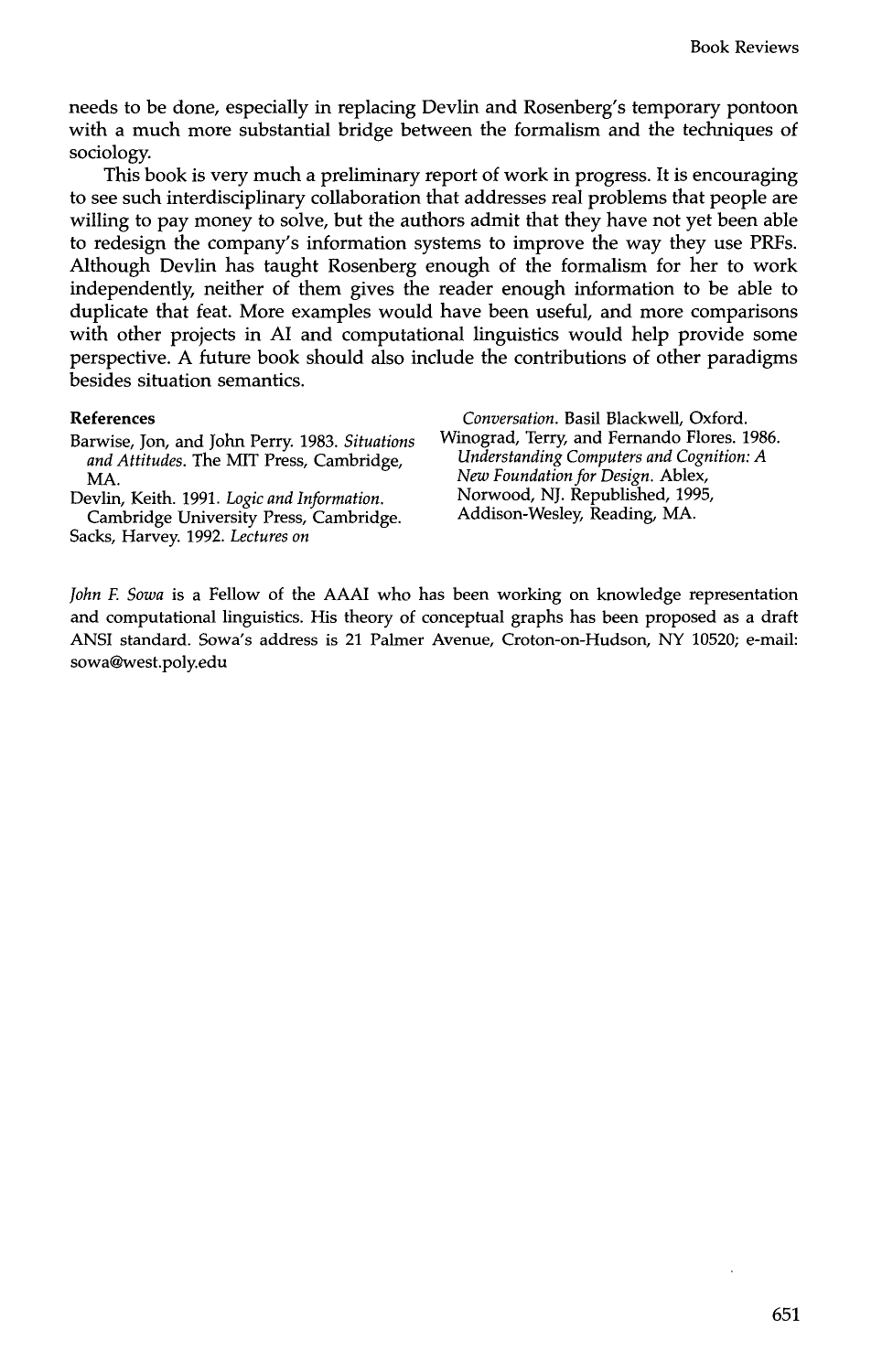needs to be done, especially in replacing Devlin and Rosenberg's temporary pontoon with a much more substantial bridge between the formalism and the techniques of sociology.

This book is very much a preliminary report of work in progress. It is encouraging to see such interdisciplinary collaboration that addresses real problems that people are willing to pay money to solve, but the authors admit that they have not yet been able to redesign the company's information systems to improve the way they use PRFs. Although Devlin has taught Rosenberg enough of the formalism for her to work independently, neither of them gives the reader enough information to be able to duplicate that feat. More examples would have been useful, and more comparisons with other projects in AI and computational linguistics would help provide some perspective. A future book should also include the contributions of other paradigms besides situation semantics.

**References**

Barwise, Jon, and John Perry. 1983. *Situations and Attitudes*. The MIT Press, Cambridge, MA.

Devlin, Keith. 1991. *Logic and Information*. Cambridge University Press, Cambridge.

Sacks, Harvey. 1992. *Lectures on Conversation*. Basil Blackwell, Oxford.

Winograd, Terry, and Fernando Flores. 1986. *Understanding Computers and Cognition: A New Foundation for Design*. Ablex, Norwood, NJ. Republished, 1995, Addison-Wesley, Reading, MA.

*John F. Sowa* is a Fellow of the AAAI who has been working on knowledge representation and computational linguistics. His theory of conceptual graphs has been proposed as a draft ANSI standard. Sowa's address is 21 Palmer Avenue, Croton-on-Hudson, NY 10520; e-mail: sowa@west.poly.edu